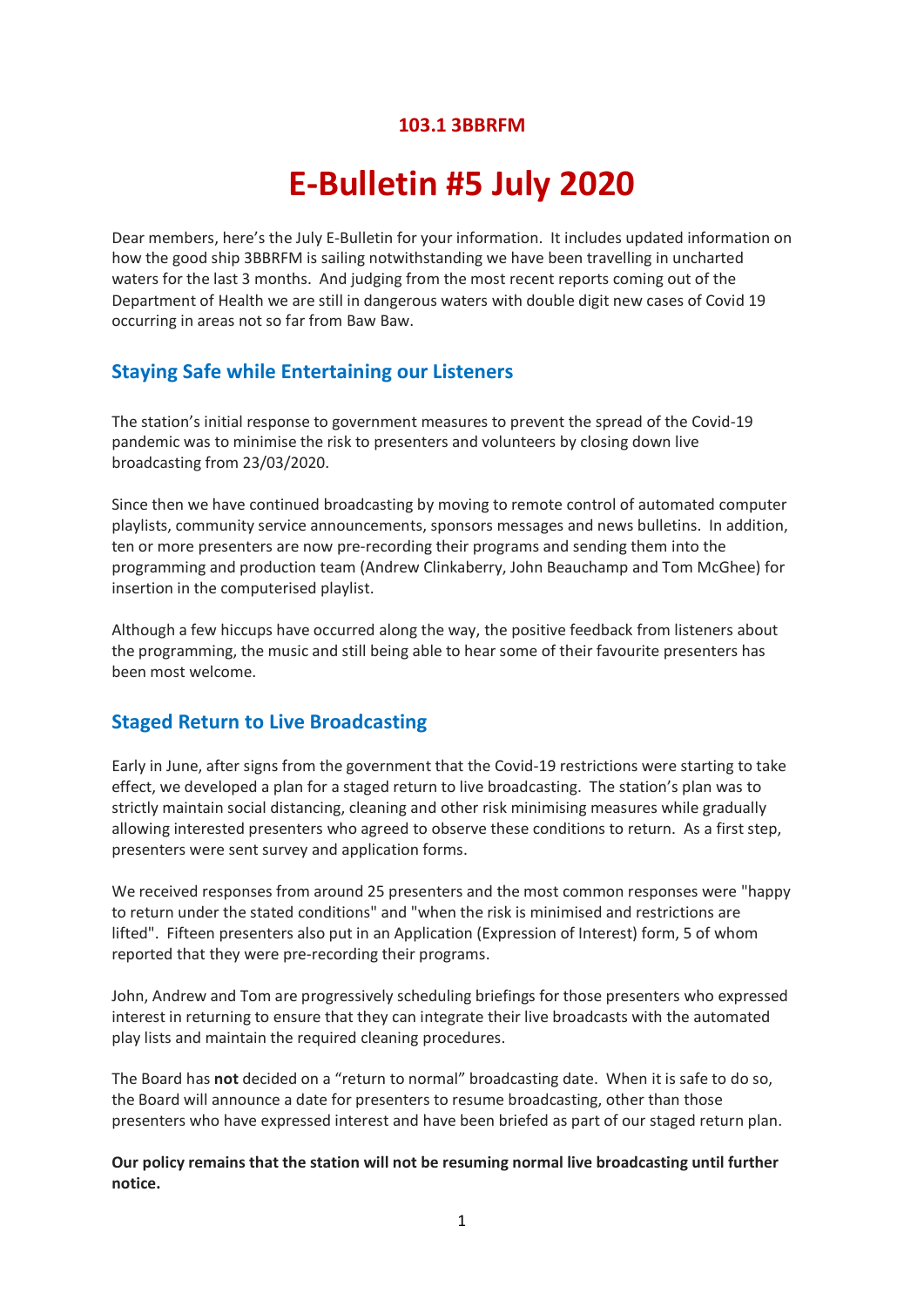**103.1 3BBRFM**

# E-Bulletin #5 July 2020

Dear members, here's the July E-Bulletin for your information. It includes updated information on how the good ship 3BBRFM is sailing notwithstanding we have been travelling in uncharted waters for the last 3 months. And judging from the most recent reports coming out of the Department of Health we are still in dangerous waters with double digit new cases of Covid 19 occurring in areas not so far from Baw Baw.

## Staying Safe while Entertaining our Listeners

The station's initial response to government measures to prevent the spread of the Covid-19 pandemic was to minimise the risk to presenters and volunteers by closing down live broadcasting from 23/03/2020.

Since then we have continued broadcasting by moving to remote control of automated computer playlists, community service announcements, sponsors messages and news bulletins. In addition, ten or more presenters are now pre-recording their programs and sending them into the programming and production team (Andrew Clinkaberry, John Beauchamp and Tom McGhee) for insertion in the computerised playlist.

Although a few hiccups have occurred along the way, the positive feedback from listeners about the programming, the music and still being able to hear some of their favourite presenters has been most welcome.

## Staged Return to Live Broadcasting

Early in June, after signs from the government that the Covid-19 restrictions were starting to take effect, we developed a plan for a staged return to live broadcasting. The station's plan was to strictly maintain social distancing, cleaning and other risk minimising measures while gradually allowing interested presenters who agreed to observe these conditions to return. As a first step, presenters were sent survey and application forms.

We received responses from around 25 presenters and the most common responses were "happy to return under the stated conditions" and "when the risk is minimised and restrictions are lifted". Fifteen presenters also put in an Application (Expression of Interest) form, 5 of whom reported that they were pre-recording their programs.

John, Andrew and Tom are progressively scheduling briefings for those presenters who expressed interest in returning to ensure that they can integrate their live broadcasts with the automated play lists and maintain the required cleaning procedures.

The Board has **not** decided on a "return to normal" broadcasting date. When it is safe to do so, the Board will announce a date for presenters to resume broadcasting, other than those presenters who have expressed interest and have been briefed as part of our staged return plan.

**Our policy remains that the station will not be resuming normal live broadcasting until further notice.**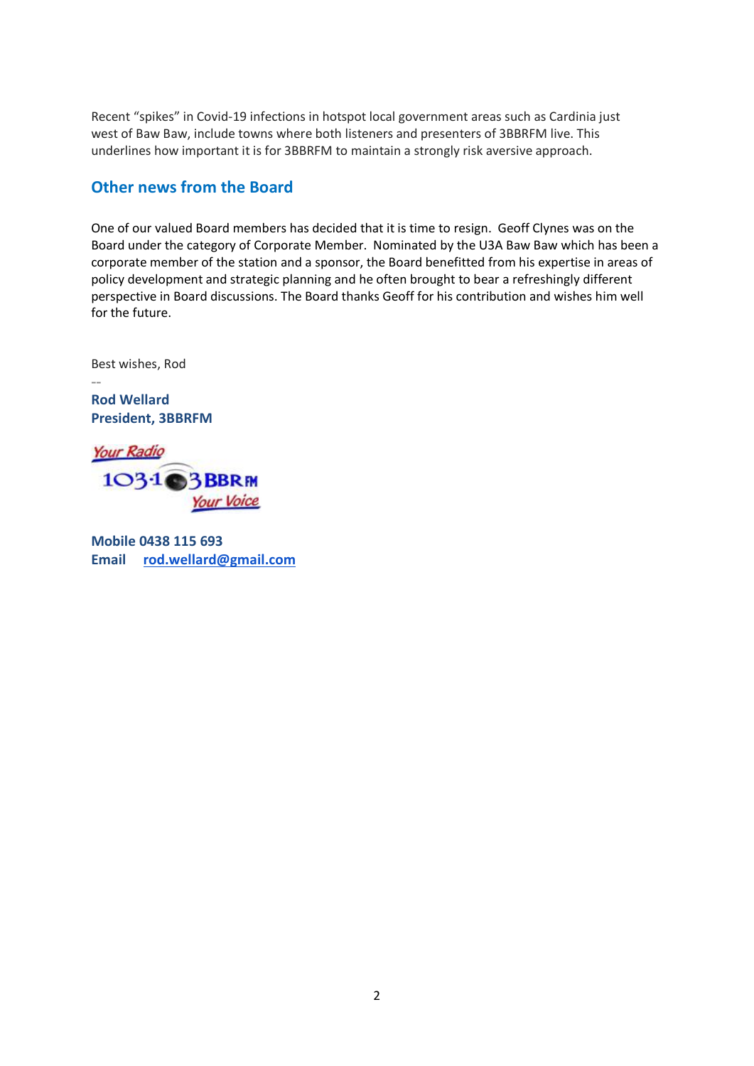Recent "spikes" in Covid-19 infections in hotspot local government areas such as Cardinia just west of Baw Baw, include towns where both listeners and presenters of 3BBRFM live. This underlines how important it is for 3BBRFM to maintain a strongly risk aversive approach.

## Other news from the Board

One of our valued Board members has decided that it is time to resign. Geoff Clynes was on the Board under the category of Corporate Member. Nominated by the U3A Baw Baw which has been a corporate member of the station and a sponsor, the Board benefitted from his expertise in areas of policy development and strategic planning and he often brought to bear a refreshingly different perspective in Board discussions. The Board thanks Geoff for his contribution and wishes him well for the future.

Best wishes, Rod

--

**Rod Wellard**
**President, 3BBRFM**

*Your Radio*
103.1 3BBR FM
*Your Voice*

**Mobile 0438 115 693**
**Email** rod.wellard@gmail.com